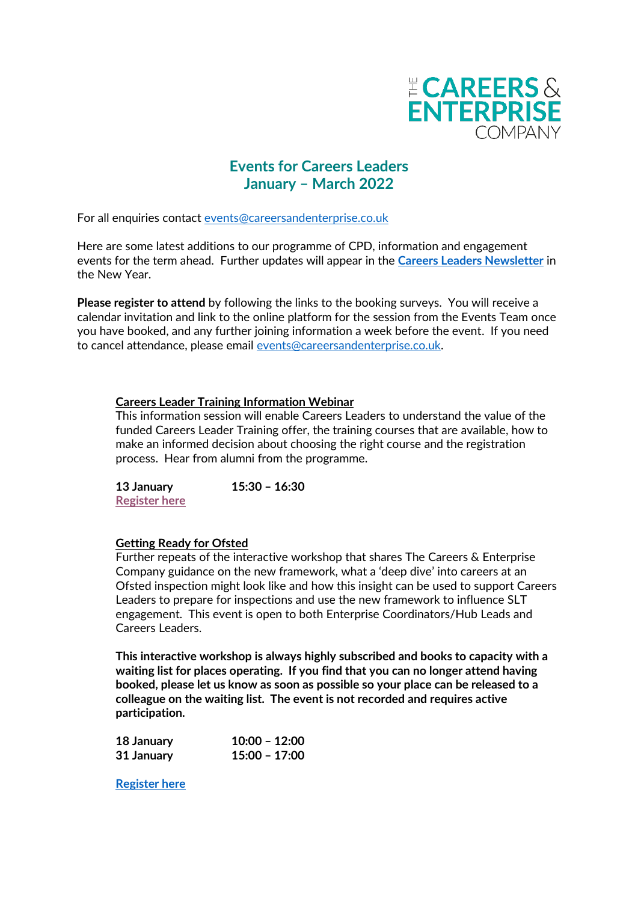THE CAREERS & ENTERPRISE COMPANY

# Events for Careers Leaders
# January – March 2022

For all enquiries contact events@careersandenterprise.co.uk

Here are some latest additions to our programme of CPD, information and engagement events for the term ahead. Further updates will appear in the **Careers Leaders Newsletter** in the New Year.

**Please register to attend** by following the links to the booking surveys. You will receive a calendar invitation and link to the online platform for the session from the Events Team once you have booked, and any further joining information a week before the event. If you need to cancel attendance, please email events@careersandenterprise.co.uk.

## Careers Leader Training Information Webinar

This information session will enable Careers Leaders to understand the value of the funded Careers Leader Training offer, the training courses that are available, how to make an informed decision about choosing the right course and the registration process. Hear from alumni from the programme.

**13 January** **15:30 – 16:30**
**Register here**

## Getting Ready for Ofsted

Further repeats of the interactive workshop that shares The Careers & Enterprise Company guidance on the new framework, what a 'deep dive' into careers at an Ofsted inspection might look like and how this insight can be used to support Careers Leaders to prepare for inspections and use the new framework to influence SLT engagement. This event is open to both Enterprise Coordinators/Hub Leads and Careers Leaders.

**This interactive workshop is always highly subscribed and books to capacity with a waiting list for places operating. If you find that you can no longer attend having booked, please let us know as soon as possible so your place can be released to a colleague on the waiting list. The event is not recorded and requires active participation.**

**18 January** **10:00 – 12:00**
**31 January** **15:00 – 17:00**

**Register here**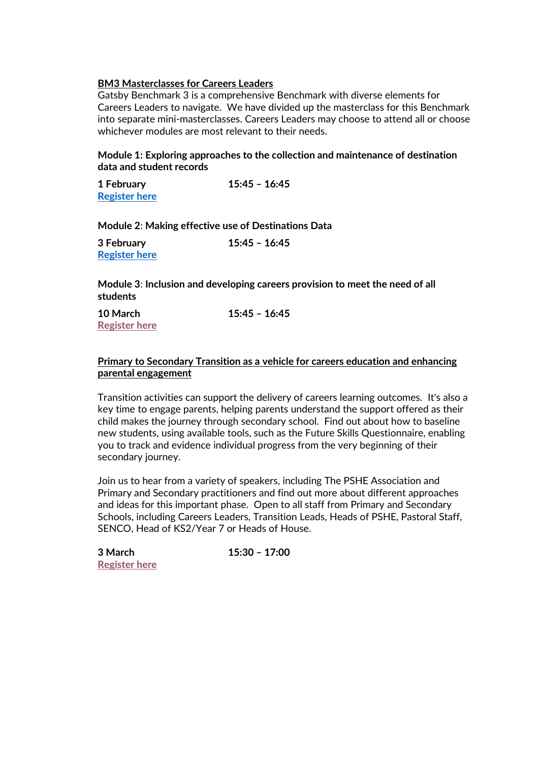## BM3 Masterclasses for Careers Leaders

Gatsby Benchmark 3 is a comprehensive Benchmark with diverse elements for Careers Leaders to navigate. We have divided up the masterclass for this Benchmark into separate mini-masterclasses. Careers Leaders may choose to attend all or choose whichever modules are most relevant to their needs.

**Module 1: Exploring approaches to the collection and maintenance of destination data and student records**

**1 February** **15:45 – 16:45**
Register here

**Module 2: Making effective use of Destinations Data**

**3 February** **15:45 – 16:45**
Register here

**Module 3: Inclusion and developing careers provision to meet the need of all students**

**10 March** **15:45 – 16:45**
Register here

## Primary to Secondary Transition as a vehicle for careers education and enhancing parental engagement

Transition activities can support the delivery of careers learning outcomes. It's also a key time to engage parents, helping parents understand the support offered as their child makes the journey through secondary school. Find out about how to baseline new students, using available tools, such as the Future Skills Questionnaire, enabling you to track and evidence individual progress from the very beginning of their secondary journey.

Join us to hear from a variety of speakers, including The PSHE Association and Primary and Secondary practitioners and find out more about different approaches and ideas for this important phase. Open to all staff from Primary and Secondary Schools, including Careers Leaders, Transition Leads, Heads of PSHE, Pastoral Staff, SENCO, Head of KS2/Year 7 or Heads of House.

**3 March** **15:30 – 17:00**
Register here